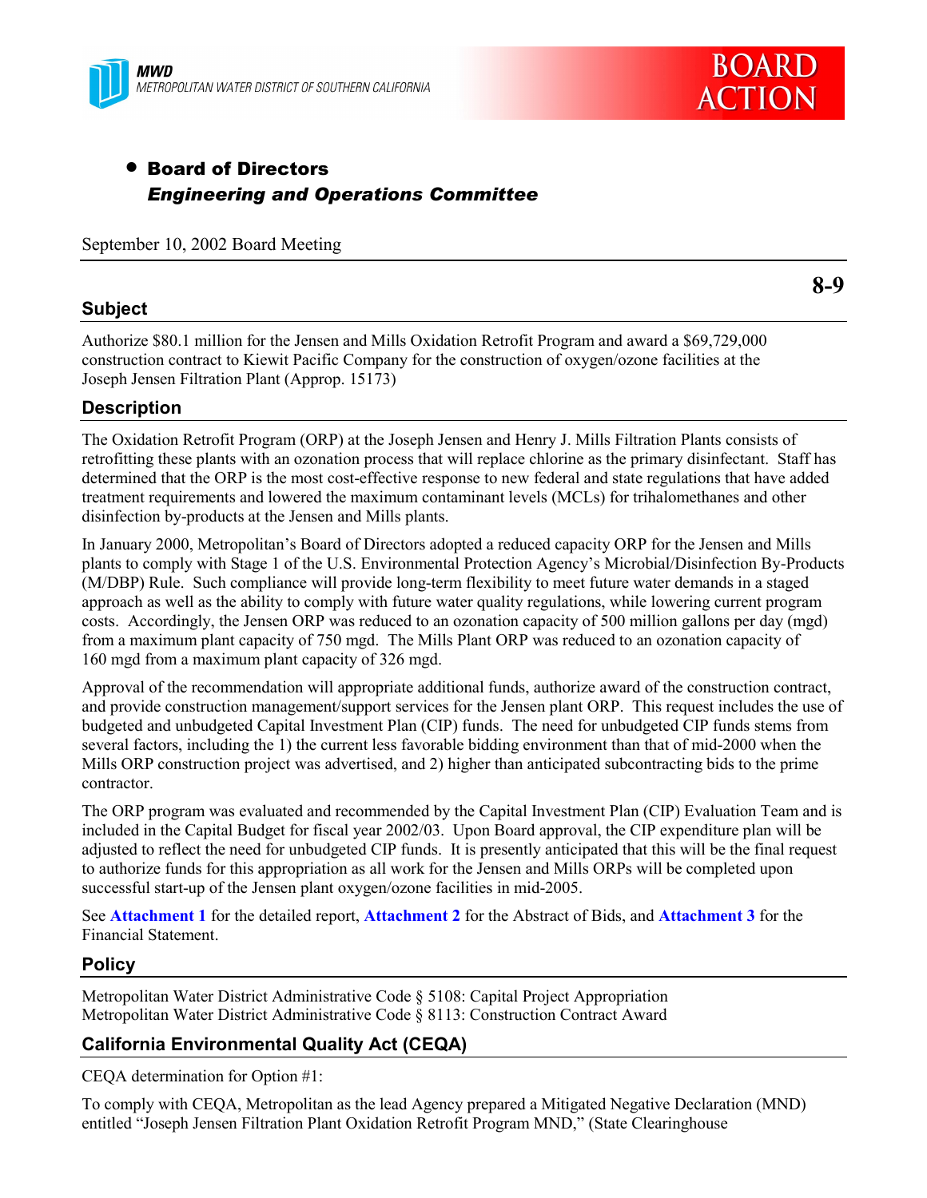MWD
METROPOLITAN WATER DISTRICT OF SOUTHERN CALIFORNIA

BOARD ACTION

- **Board of Directors**
  ***Engineering and Operations Committee***

September 10, 2002 Board Meeting

**8-9**

## Subject

Authorize $80.1 million for the Jensen and Mills Oxidation Retrofit Program and award a $69,729,000 construction contract to Kiewit Pacific Company for the construction of oxygen/ozone facilities at the Joseph Jensen Filtration Plant (Approp. 15173)

## Description

The Oxidation Retrofit Program (ORP) at the Joseph Jensen and Henry J. Mills Filtration Plants consists of retrofitting these plants with an ozonation process that will replace chlorine as the primary disinfectant. Staff has determined that the ORP is the most cost-effective response to new federal and state regulations that have added treatment requirements and lowered the maximum contaminant levels (MCLs) for trihalomethanes and other disinfection by-products at the Jensen and Mills plants.

In January 2000, Metropolitan's Board of Directors adopted a reduced capacity ORP for the Jensen and Mills plants to comply with Stage 1 of the U.S. Environmental Protection Agency's Microbial/Disinfection By-Products (M/DBP) Rule. Such compliance will provide long-term flexibility to meet future water demands in a staged approach as well as the ability to comply with future water quality regulations, while lowering current program costs. Accordingly, the Jensen ORP was reduced to an ozonation capacity of 500 million gallons per day (mgd) from a maximum plant capacity of 750 mgd. The Mills Plant ORP was reduced to an ozonation capacity of 160 mgd from a maximum plant capacity of 326 mgd.

Approval of the recommendation will appropriate additional funds, authorize award of the construction contract, and provide construction management/support services for the Jensen plant ORP. This request includes the use of budgeted and unbudgeted Capital Investment Plan (CIP) funds. The need for unbudgeted CIP funds stems from several factors, including the 1) the current less favorable bidding environment than that of mid-2000 when the Mills ORP construction project was advertised, and 2) higher than anticipated subcontracting bids to the prime contractor.

The ORP program was evaluated and recommended by the Capital Investment Plan (CIP) Evaluation Team and is included in the Capital Budget for fiscal year 2002/03. Upon Board approval, the CIP expenditure plan will be adjusted to reflect the need for unbudgeted CIP funds. It is presently anticipated that this will be the final request to authorize funds for this appropriation as all work for the Jensen and Mills ORPs will be completed upon successful start-up of the Jensen plant oxygen/ozone facilities in mid-2005.

See **Attachment 1** for the detailed report, **Attachment 2** for the Abstract of Bids, and **Attachment 3** for the Financial Statement.

## Policy

Metropolitan Water District Administrative Code § 5108: Capital Project Appropriation
Metropolitan Water District Administrative Code § 8113: Construction Contract Award

## California Environmental Quality Act (CEQA)

CEQA determination for Option #1:

To comply with CEQA, Metropolitan as the lead Agency prepared a Mitigated Negative Declaration (MND) entitled "Joseph Jensen Filtration Plant Oxidation Retrofit Program MND," (State Clearinghouse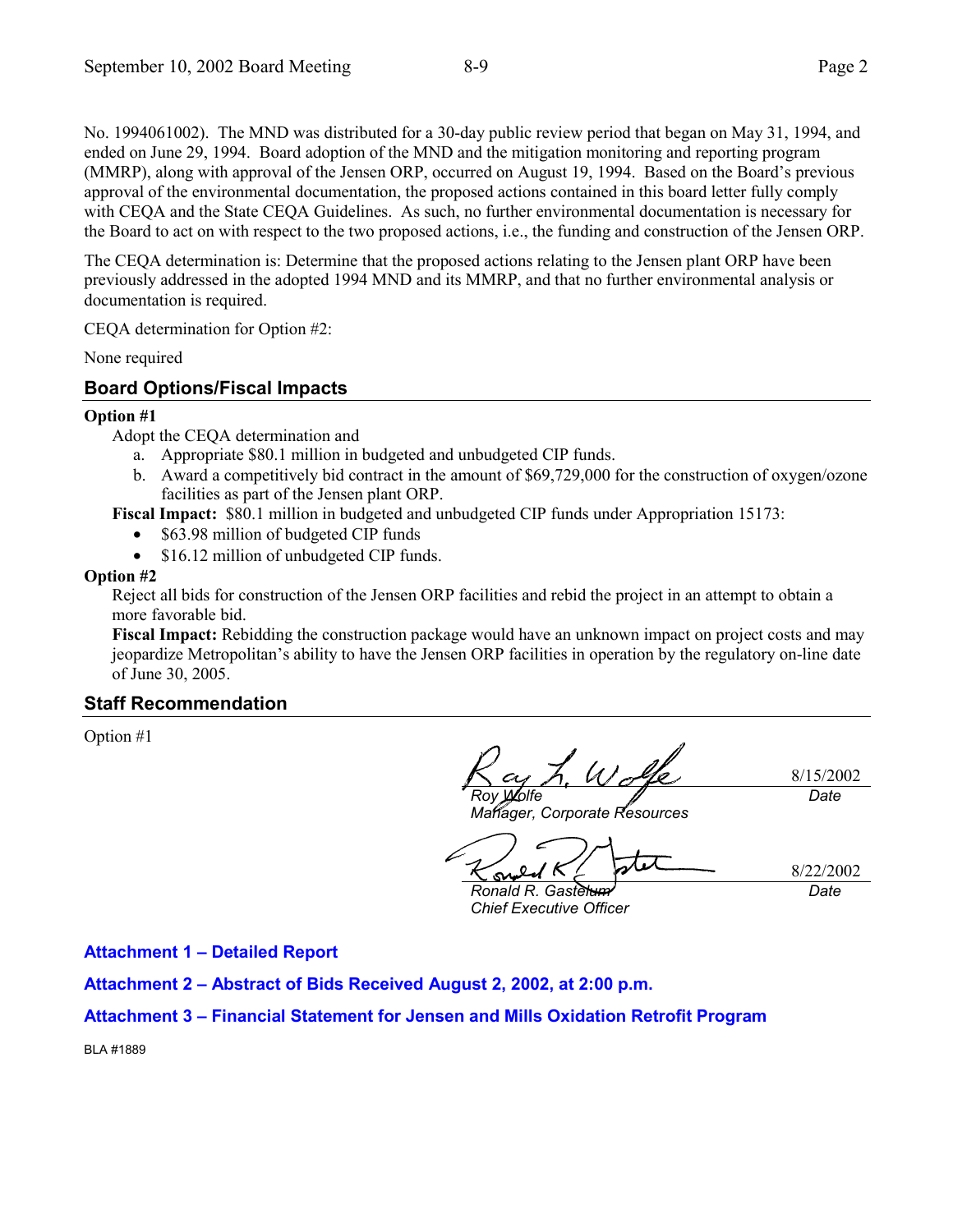No. 1994061002). The MND was distributed for a 30-day public review period that began on May 31, 1994, and ended on June 29, 1994. Board adoption of the MND and the mitigation monitoring and reporting program (MMRP), along with approval of the Jensen ORP, occurred on August 19, 1994. Based on the Board's previous approval of the environmental documentation, the proposed actions contained in this board letter fully comply with CEQA and the State CEQA Guidelines. As such, no further environmental documentation is necessary for the Board to act on with respect to the two proposed actions, i.e., the funding and construction of the Jensen ORP.

The CEQA determination is: Determine that the proposed actions relating to the Jensen plant ORP have been previously addressed in the adopted 1994 MND and its MMRP, and that no further environmental analysis or documentation is required.

CEQA determination for Option #2:

None required

## Board Options/Fiscal Impacts

**Option #1**

Adopt the CEQA determination and

a. Appropriate $80.1 million in budgeted and unbudgeted CIP funds.
b. Award a competitively bid contract in the amount of $69,729,000 for the construction of oxygen/ozone facilities as part of the Jensen plant ORP.

**Fiscal Impact:** $80.1 million in budgeted and unbudgeted CIP funds under Appropriation 15173:

- $63.98 million of budgeted CIP funds
- $16.12 million of unbudgeted CIP funds.

**Option #2**

Reject all bids for construction of the Jensen ORP facilities and rebid the project in an attempt to obtain a more favorable bid.

**Fiscal Impact:** Rebidding the construction package would have an unknown impact on project costs and may jeopardize Metropolitan's ability to have the Jensen ORP facilities in operation by the regulatory on-line date of June 30, 2005.

## Staff Recommendation

Option #1

| | |
|---|---|
| *Roy Wolfe*<br>*Manager, Corporate Resources* | 8/15/2002<br>*Date* |
| *Ronald R. Gastelum*<br>*Chief Executive Officer* | 8/22/2002<br>*Date* |

**Attachment 1 – Detailed Report**

**Attachment 2 – Abstract of Bids Received August 2, 2002, at 2:00 p.m.**

**Attachment 3 – Financial Statement for Jensen and Mills Oxidation Retrofit Program**

BLA #1889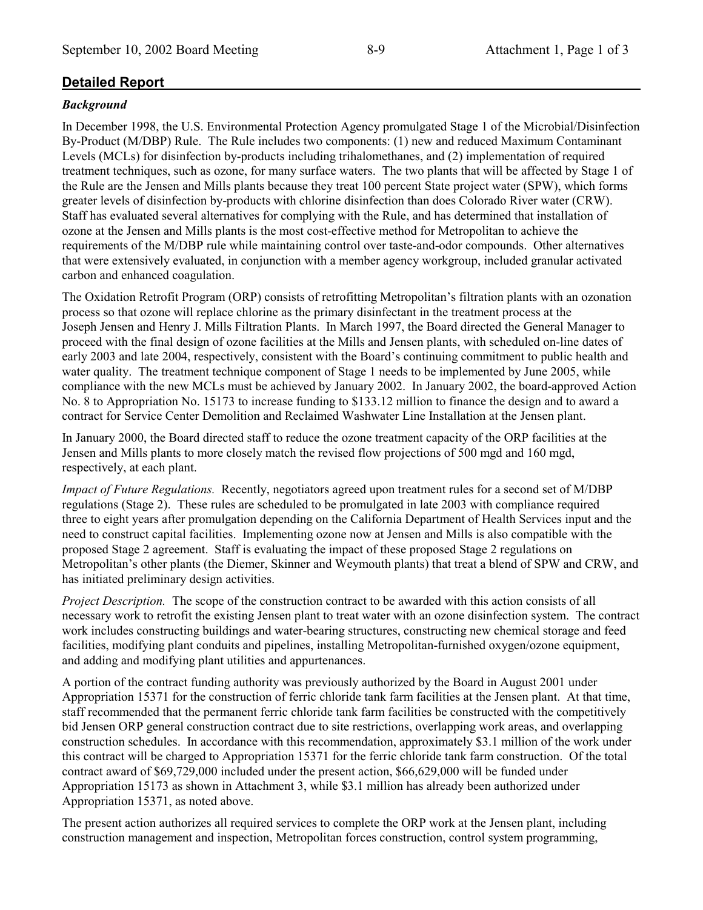## Detailed Report

### *Background*

In December 1998, the U.S. Environmental Protection Agency promulgated Stage 1 of the Microbial/Disinfection By-Product (M/DBP) Rule. The Rule includes two components: (1) new and reduced Maximum Contaminant Levels (MCLs) for disinfection by-products including trihalomethanes, and (2) implementation of required treatment techniques, such as ozone, for many surface waters. The two plants that will be affected by Stage 1 of the Rule are the Jensen and Mills plants because they treat 100 percent State project water (SPW), which forms greater levels of disinfection by-products with chlorine disinfection than does Colorado River water (CRW). Staff has evaluated several alternatives for complying with the Rule, and has determined that installation of ozone at the Jensen and Mills plants is the most cost-effective method for Metropolitan to achieve the requirements of the M/DBP rule while maintaining control over taste-and-odor compounds. Other alternatives that were extensively evaluated, in conjunction with a member agency workgroup, included granular activated carbon and enhanced coagulation.

The Oxidation Retrofit Program (ORP) consists of retrofitting Metropolitan's filtration plants with an ozonation process so that ozone will replace chlorine as the primary disinfectant in the treatment process at the Joseph Jensen and Henry J. Mills Filtration Plants. In March 1997, the Board directed the General Manager to proceed with the final design of ozone facilities at the Mills and Jensen plants, with scheduled on-line dates of early 2003 and late 2004, respectively, consistent with the Board's continuing commitment to public health and water quality. The treatment technique component of Stage 1 needs to be implemented by June 2005, while compliance with the new MCLs must be achieved by January 2002. In January 2002, the board-approved Action No. 8 to Appropriation No. 15173 to increase funding to $133.12 million to finance the design and to award a contract for Service Center Demolition and Reclaimed Washwater Line Installation at the Jensen plant.

In January 2000, the Board directed staff to reduce the ozone treatment capacity of the ORP facilities at the Jensen and Mills plants to more closely match the revised flow projections of 500 mgd and 160 mgd, respectively, at each plant.

*Impact of Future Regulations.* Recently, negotiators agreed upon treatment rules for a second set of M/DBP regulations (Stage 2). These rules are scheduled to be promulgated in late 2003 with compliance required three to eight years after promulgation depending on the California Department of Health Services input and the need to construct capital facilities. Implementing ozone now at Jensen and Mills is also compatible with the proposed Stage 2 agreement. Staff is evaluating the impact of these proposed Stage 2 regulations on Metropolitan's other plants (the Diemer, Skinner and Weymouth plants) that treat a blend of SPW and CRW, and has initiated preliminary design activities.

*Project Description.* The scope of the construction contract to be awarded with this action consists of all necessary work to retrofit the existing Jensen plant to treat water with an ozone disinfection system. The contract work includes constructing buildings and water-bearing structures, constructing new chemical storage and feed facilities, modifying plant conduits and pipelines, installing Metropolitan-furnished oxygen/ozone equipment, and adding and modifying plant utilities and appurtenances.

A portion of the contract funding authority was previously authorized by the Board in August 2001 under Appropriation 15371 for the construction of ferric chloride tank farm facilities at the Jensen plant. At that time, staff recommended that the permanent ferric chloride tank farm facilities be constructed with the competitively bid Jensen ORP general construction contract due to site restrictions, overlapping work areas, and overlapping construction schedules. In accordance with this recommendation, approximately $3.1 million of the work under this contract will be charged to Appropriation 15371 for the ferric chloride tank farm construction. Of the total contract award of $69,729,000 included under the present action, $66,629,000 will be funded under Appropriation 15173 as shown in Attachment 3, while $3.1 million has already been authorized under Appropriation 15371, as noted above.

The present action authorizes all required services to complete the ORP work at the Jensen plant, including construction management and inspection, Metropolitan forces construction, control system programming,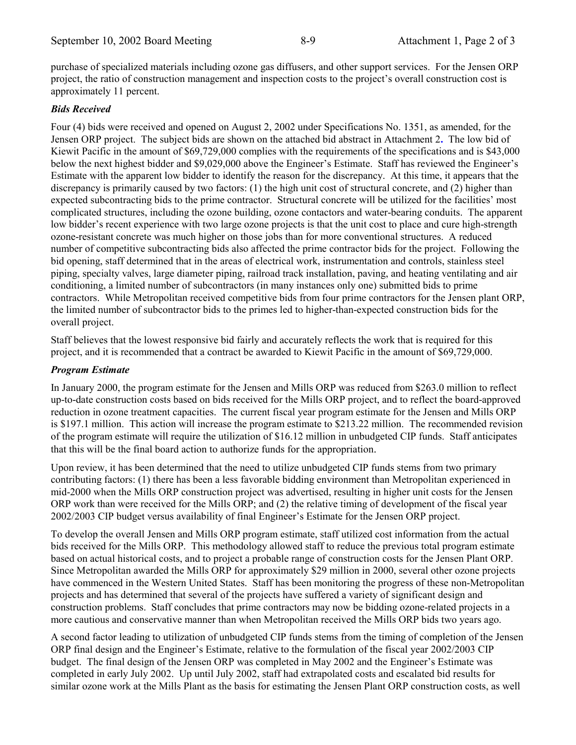purchase of specialized materials including ozone gas diffusers, and other support services. For the Jensen ORP project, the ratio of construction management and inspection costs to the project's overall construction cost is approximately 11 percent.

### *Bids Received*

Four (4) bids were received and opened on August 2, 2002 under Specifications No. 1351, as amended, for the Jensen ORP project. The subject bids are shown on the attached bid abstract in Attachment 2**.** The low bid of Kiewit Pacific in the amount of $69,729,000 complies with the requirements of the specifications and is $43,000 below the next highest bidder and $9,029,000 above the Engineer's Estimate. Staff has reviewed the Engineer's Estimate with the apparent low bidder to identify the reason for the discrepancy. At this time, it appears that the discrepancy is primarily caused by two factors: (1) the high unit cost of structural concrete, and (2) higher than expected subcontracting bids to the prime contractor. Structural concrete will be utilized for the facilities' most complicated structures, including the ozone building, ozone contactors and water-bearing conduits. The apparent low bidder's recent experience with two large ozone projects is that the unit cost to place and cure high-strength ozone-resistant concrete was much higher on those jobs than for more conventional structures. A reduced number of competitive subcontracting bids also affected the prime contractor bids for the project. Following the bid opening, staff determined that in the areas of electrical work, instrumentation and controls, stainless steel piping, specialty valves, large diameter piping, railroad track installation, paving, and heating ventilating and air conditioning, a limited number of subcontractors (in many instances only one) submitted bids to prime contractors. While Metropolitan received competitive bids from four prime contractors for the Jensen plant ORP, the limited number of subcontractor bids to the primes led to higher-than-expected construction bids for the overall project.

Staff believes that the lowest responsive bid fairly and accurately reflects the work that is required for this project, and it is recommended that a contract be awarded to Kiewit Pacific in the amount of $69,729,000.

### *Program Estimate*

In January 2000, the program estimate for the Jensen and Mills ORP was reduced from $263.0 million to reflect up-to-date construction costs based on bids received for the Mills ORP project, and to reflect the board-approved reduction in ozone treatment capacities. The current fiscal year program estimate for the Jensen and Mills ORP is $197.1 million. This action will increase the program estimate to $213.22 million. The recommended revision of the program estimate will require the utilization of $16.12 million in unbudgeted CIP funds. Staff anticipates that this will be the final board action to authorize funds for the appropriation.

Upon review, it has been determined that the need to utilize unbudgeted CIP funds stems from two primary contributing factors: (1) there has been a less favorable bidding environment than Metropolitan experienced in mid-2000 when the Mills ORP construction project was advertised, resulting in higher unit costs for the Jensen ORP work than were received for the Mills ORP; and (2) the relative timing of development of the fiscal year 2002/2003 CIP budget versus availability of final Engineer's Estimate for the Jensen ORP project.

To develop the overall Jensen and Mills ORP program estimate, staff utilized cost information from the actual bids received for the Mills ORP. This methodology allowed staff to reduce the previous total program estimate based on actual historical costs, and to project a probable range of construction costs for the Jensen Plant ORP. Since Metropolitan awarded the Mills ORP for approximately $29 million in 2000, several other ozone projects have commenced in the Western United States. Staff has been monitoring the progress of these non-Metropolitan projects and has determined that several of the projects have suffered a variety of significant design and construction problems. Staff concludes that prime contractors may now be bidding ozone-related projects in a more cautious and conservative manner than when Metropolitan received the Mills ORP bids two years ago.

A second factor leading to utilization of unbudgeted CIP funds stems from the timing of completion of the Jensen ORP final design and the Engineer's Estimate, relative to the formulation of the fiscal year 2002/2003 CIP budget. The final design of the Jensen ORP was completed in May 2002 and the Engineer's Estimate was completed in early July 2002. Up until July 2002, staff had extrapolated costs and escalated bid results for similar ozone work at the Mills Plant as the basis for estimating the Jensen Plant ORP construction costs, as well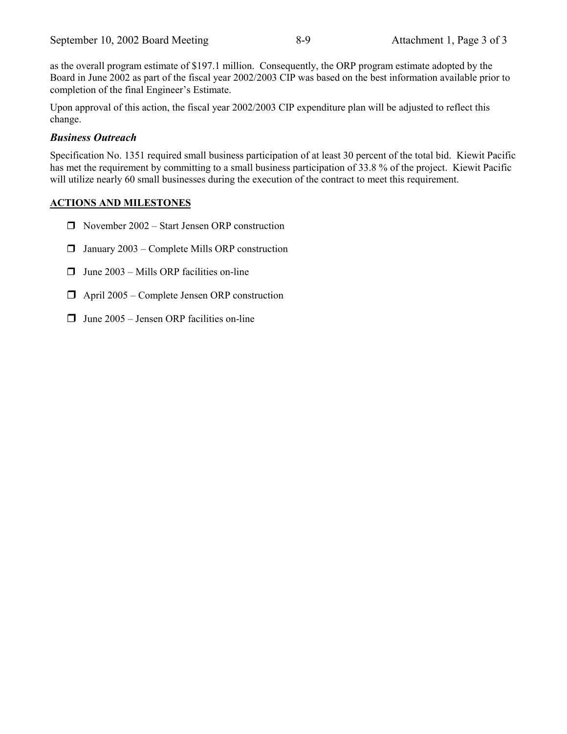as the overall program estimate of $197.1 million. Consequently, the ORP program estimate adopted by the Board in June 2002 as part of the fiscal year 2002/2003 CIP was based on the best information available prior to completion of the final Engineer's Estimate.

Upon approval of this action, the fiscal year 2002/2003 CIP expenditure plan will be adjusted to reflect this change.

### *Business Outreach*

Specification No. 1351 required small business participation of at least 30 percent of the total bid. Kiewit Pacific has met the requirement by committing to a small business participation of 33.8 % of the project. Kiewit Pacific will utilize nearly 60 small businesses during the execution of the contract to meet this requirement.

## ACTIONS AND MILESTONES

- November 2002 – Start Jensen ORP construction
- January 2003 – Complete Mills ORP construction
- June 2003 – Mills ORP facilities on-line
- April 2005 – Complete Jensen ORP construction
- June 2005 – Jensen ORP facilities on-line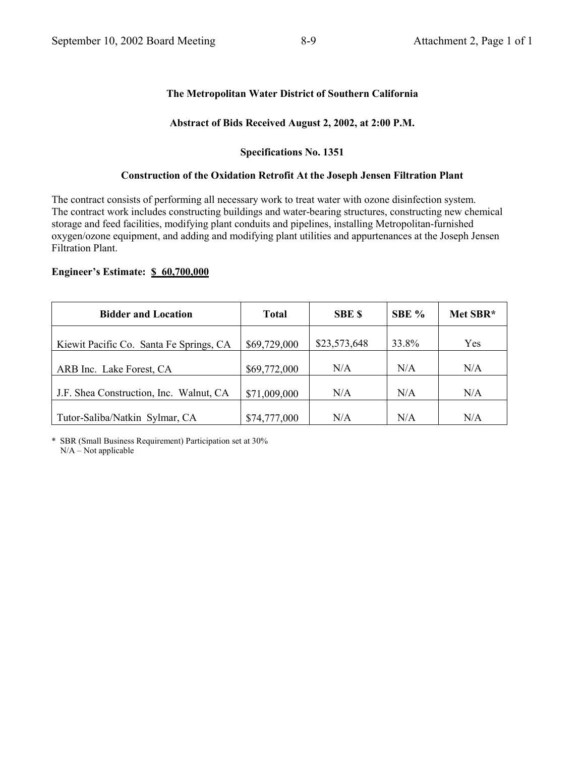**The Metropolitan Water District of Southern California**

**Abstract of Bids Received August 2, 2002, at 2:00 P.M.**

**Specifications No. 1351**

**Construction of the Oxidation Retrofit At the Joseph Jensen Filtration Plant**

The contract consists of performing all necessary work to treat water with ozone disinfection system. The contract work includes constructing buildings and water-bearing structures, constructing new chemical storage and feed facilities, modifying plant conduits and pipelines, installing Metropolitan-furnished oxygen/ozone equipment, and adding and modifying plant utilities and appurtenances at the Joseph Jensen Filtration Plant.

**Engineer's Estimate: $ 60,700,000**

| Bidder and Location | Total | SBE $ | SBE % | Met SBR* |
|---|---|---|---|---|
| Kiewit Pacific Co. Santa Fe Springs, CA | $69,729,000 | $23,573,648 | 33.8% | Yes |
| ARB Inc. Lake Forest, CA | $69,772,000 | N/A | N/A | N/A |
| J.F. Shea Construction, Inc. Walnut, CA | $71,009,000 | N/A | N/A | N/A |
| Tutor-Saliba/Natkin Sylmar, CA | $74,777,000 | N/A | N/A | N/A |

\* SBR (Small Business Requirement) Participation set at 30%
N/A – Not applicable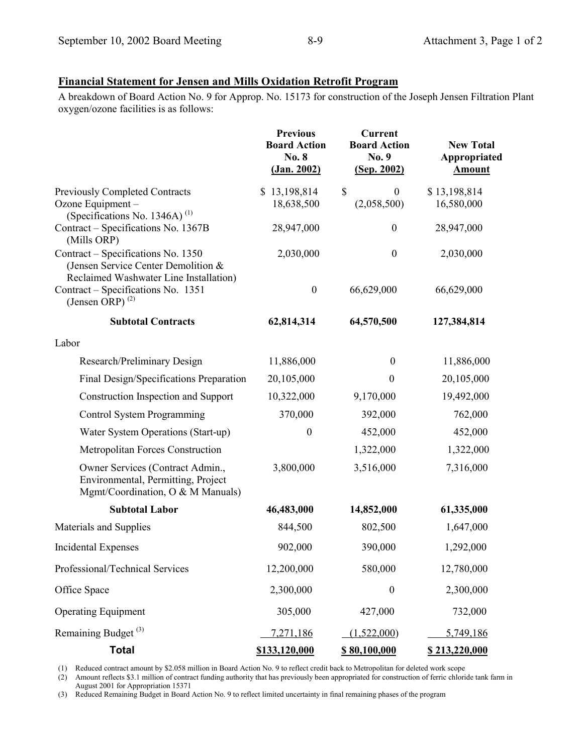## Financial Statement for Jensen and Mills Oxidation Retrofit Program

A breakdown of Board Action No. 9 for Approp. No. 15173 for construction of the Joseph Jensen Filtration Plant oxygen/ozone facilities is as follows:

| | Previous Board Action No. 8 (Jan. 2002) | Current Board Action No. 9 (Sep. 2002) | New Total Appropriated Amount |
|---|---|---|---|
| Previously Completed Contracts | $ 13,198,814 | $ 0 | $ 13,198,814 |
| Ozone Equipment – (Specifications No. 1346A) [1] | 18,638,500 | (2,058,500) | 16,580,000 |
| Contract – Specifications No. 1367B (Mills ORP) | 28,947,000 | 0 | 28,947,000 |
| Contract – Specifications No. 1350 (Jensen Service Center Demolition & Reclaimed Washwater Line Installation) | 2,030,000 | 0 | 2,030,000 |
| Contract – Specifications No. 1351 (Jensen ORP) [2] | 0 | 66,629,000 | 66,629,000 |
| **Subtotal Contracts** | **62,814,314** | **64,570,500** | **127,384,814** |
| Labor | | | |
| Research/Preliminary Design | 11,886,000 | 0 | 11,886,000 |
| Final Design/Specifications Preparation | 20,105,000 | 0 | 20,105,000 |
| Construction Inspection and Support | 10,322,000 | 9,170,000 | 19,492,000 |
| Control System Programming | 370,000 | 392,000 | 762,000 |
| Water System Operations (Start-up) | 0 | 452,000 | 452,000 |
| Metropolitan Forces Construction | | 1,322,000 | 1,322,000 |
| Owner Services (Contract Admin., Environmental, Permitting, Project Mgmt/Coordination, O & M Manuals) | 3,800,000 | 3,516,000 | 7,316,000 |
| **Subtotal Labor** | **46,483,000** | **14,852,000** | **61,335,000** |
| Materials and Supplies | 844,500 | 802,500 | 1,647,000 |
| Incidental Expenses | 902,000 | 390,000 | 1,292,000 |
| Professional/Technical Services | 12,200,000 | 580,000 | 12,780,000 |
| Office Space | 2,300,000 | 0 | 2,300,000 |
| Operating Equipment | 305,000 | 427,000 | 732,000 |
| Remaining Budget [3] | 7,271,186 | (1,522,000) | 5,749,186 |
| **Total** | **$133,120,000** | **$ 80,100,000** | **$ 213,220,000** |

(1) Reduced contract amount by $2.058 million in Board Action No. 9 to reflect credit back to Metropolitan for deleted work scope

(2) Amount reflects $3.1 million of contract funding authority that has previously been appropriated for construction of ferric chloride tank farm in August 2001 for Appropriation 15371

(3) Reduced Remaining Budget in Board Action No. 9 to reflect limited uncertainty in final remaining phases of the program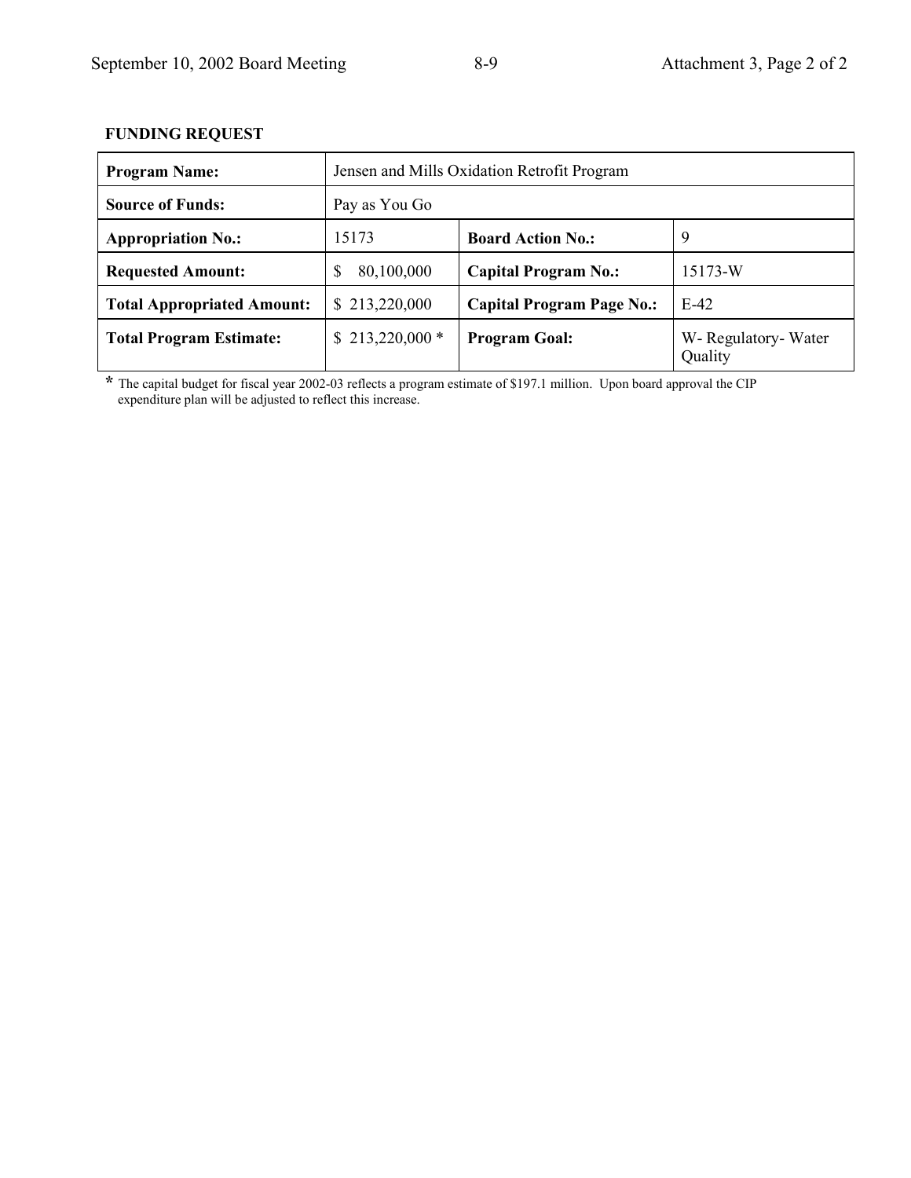**FUNDING REQUEST**

| | | | |
|---|---|---|---|
| **Program Name:** | Jensen and Mills Oxidation Retrofit Program | | |
| **Source of Funds:** | Pay as You Go | | |
| **Appropriation No.:** | 15173 | **Board Action No.:** | 9 |
| **Requested Amount:** | $ 80,100,000 | **Capital Program No.:** | 15173-W |
| **Total Appropriated Amount:** | $ 213,220,000 | **Capital Program Page No.:** | E-42 |
| **Total Program Estimate:** | $ 213,220,000 * | **Program Goal:** | W- Regulatory- Water Quality |

* The capital budget for fiscal year 2002-03 reflects a program estimate of $197.1 million. Upon board approval the CIP expenditure plan will be adjusted to reflect this increase.